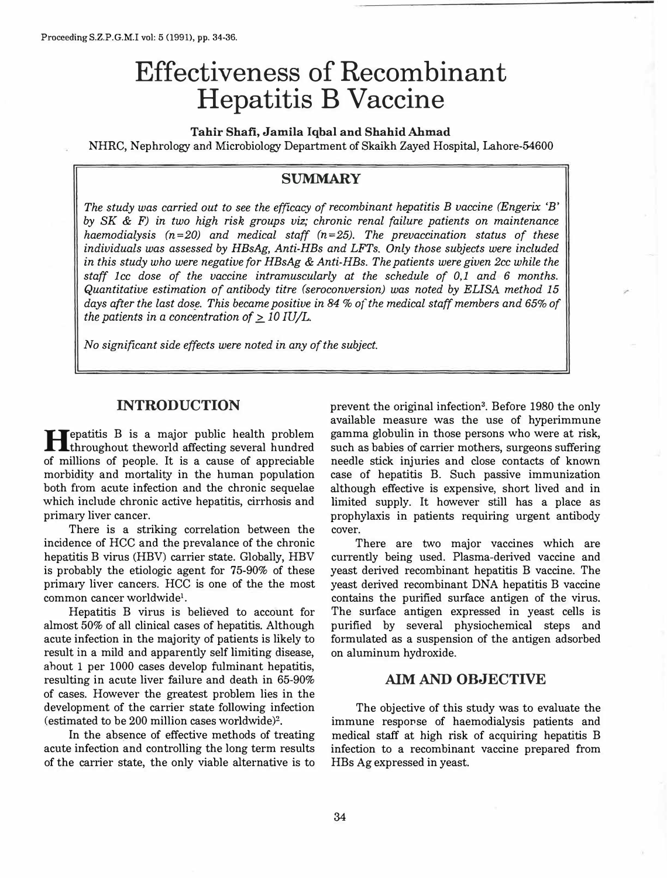# Effectiveness of Recombinant Hepatitis B Vaccine

**Tahir Shafi, Jamila Iqbal and Shahid Ahmad**

NHRC, Nephrology and Microbiology Department of Skaikh Zayed Hospital, Lahore-54600

## SUMMARY

*The study was carried out to see the efficacy of recombinant hepatitis B vaccine (Engerix 'B' by SK & F) in two high risk groups viz; chronic renal failure patients on maintenance haemodialysis (n=20) and medical staff (n=25). The prevaccination status of these individuals was assessed by HBsAg, Anti-HBs and LFTs. Only those subjects were included in this study who were negative for HBsAg & Anti-HBs. The patients were given 2cc while the staff 1cc dose of the vaccine intramuscularly at the schedule of 0,1 and 6 months. Quantitative estimation of antibody titre (seroconversion) was noted by ELISA method 15 days after the last dose. This became positive in 84 % of the medical staff members and 65% of the patients in a concentration of ≥ 10 IU/L.*

*No significant side effects were noted in any of the subject.*

## INTRODUCTION

Hepatitis B is a major public health problem throughout theworld affecting several hundred of millions of people. It is a cause of appreciable morbidity and mortality in the human population both from acute infection and the chronic sequelae which include chronic active hepatitis, cirrhosis and primary liver cancer.

There is a striking correlation between the incidence of HCC and the prevalance of the chronic hepatitis B virus (HBV) carrier state. Globally, HBV is probably the etiologic agent for 75-90% of these primary liver cancers. HCC is one of the the most common cancer worldwide[1].

Hepatitis B virus is believed to account for almost 50% of all clinical cases of hepatitis. Although acute infection in the majority of patients is likely to result in a mild and apparently self limiting disease, about 1 per 1000 cases develop fulminant hepatitis, resulting in acute liver failure and death in 65-90% of cases. However the greatest problem lies in the development of the carrier state following infection (estimated to be 200 million cases worldwide)[2].

In the absence of effective methods of treating acute infection and controlling the long term results of the carrier state, the only viable alternative is to prevent the original infection[3]. Before 1980 the only available measure was the use of hyperimmune gamma globulin in those persons who were at risk, such as babies of carrier mothers, surgeons suffering needle stick injuries and close contacts of known case of hepatitis B. Such passive immunization although effective is expensive, short lived and in limited supply. It however still has a place as prophylaxis in patients requiring urgent antibody cover.

There are two major vaccines which are currently being used. Plasma-derived vaccine and yeast derived recombinant hepatitis B vaccine. The yeast derived recombinant DNA hepatitis B vaccine contains the purified surface antigen of the virus. The surface antigen expressed in yeast cells is purified by several physiochemical steps and formulated as a suspension of the antigen adsorbed on aluminum hydroxide.

## AIM AND OBJECTIVE

The objective of this study was to evaluate the immune response of haemodialysis patients and medical staff at high risk of acquiring hepatitis B infection to a recombinant vaccine prepared from HBs Ag expressed in yeast.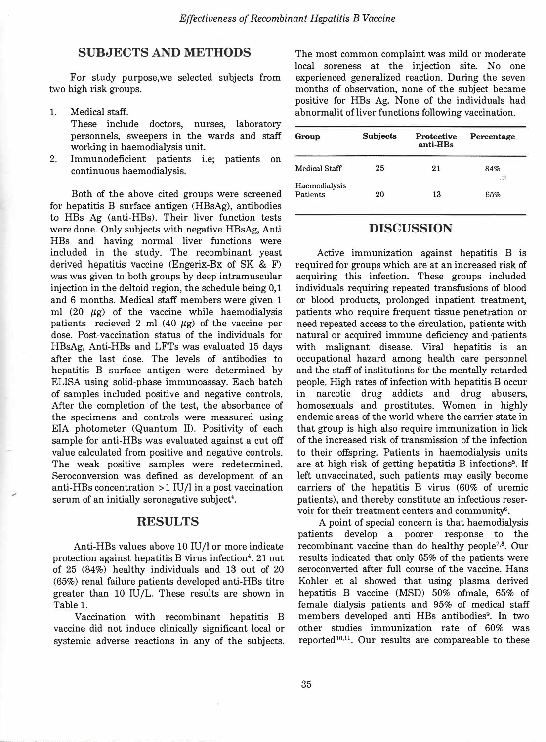## SUBJECTS AND METHODS

For study purpose,we selected subjects from two high risk groups.

1. Medical staff.
   These include doctors, nurses, laboratory personnels, sweepers in the wards and staff working in haemodialysis unit.
2. Immunodeficient patients i.e; patients on continuous haemodialysis.

Both of the above cited groups were screened for hepatitis B surface antigen (HBsAg), antibodies to HBs Ag (anti-HBs). Their liver function tests were done. Only subjects with negative HBsAg, Anti HBs and having normal liver functions were included in the study. The recombinant yeast derived hepatitis vaccine (Engerix-Bx of SK & F) was was given to both groups by deep intramuscular injection in the deltoid region, the schedule being 0,1 and 6 months. Medical staff members were given 1 ml (20 $\mu$g) of the vaccine while haemodialysis patients recieved 2 ml (40 $\mu$g) of the vaccine per dose. Post-vaccination status of the individuals for HBsAg, Anti-HBs and LFTs was evaluated 15 days after the last dose. The levels of antibodies to hepatitis B surface antigen were determined by ELISA using solid-phase immunoassay. Each batch of samples included positive and negative controls. After the completion of the test, the absorbance of the specimens and controls were measured using EIA photometer (Quantum II). Positivity of each sample for anti-HBs was evaluated against a cut off value calculated from positive and negative controls. The weak positive samples were redetermined. Seroconversion was defined as development of an anti-HBs concentration >1 IU/l in a post vaccination serum of an initially seronegative subject[4].

## RESULTS

Anti-HBs values above 10 IU/l or more indicate protection against hepatitis B virus infection[4]. 21 out of 25 (84%) healthy individuals and 13 out of 20 (65%) renal failure patients developed anti-HBs titre greater than 10 IU/L. These results are shown in Table 1.

Vaccination with recombinant hepatitis B vaccine did not induce clinically significant local or systemic adverse reactions in any of the subjects. The most common complaint was mild or moderate local soreness at the injection site. No one experienced generalized reaction. During the seven months of observation, none of the subject became positive for HBs Ag. None of the individuals had abnormalit of liver functions following vaccination.

| Group | Subjects | Protective anti-HBs | Percentage |
|---|---|---|---|
| Medical Staff | 25 | 21 | 84% |
| Haemodialysis Patients | 20 | 13 | 65% |

## DISCUSSION

Active immunization against hepatitis B is required for groups which are at an increased risk of acquiring this infection. These groups included individuals requiring repeated transfusions of blood or blood products, prolonged inpatient treatment, patients who require frequent tissue penetration or need repeated access to the circulation, patients with natural or acquired immune deficiency and patients with malignant disease. Viral hepatitis is an occupational hazard among health care personnel and the staff of institutions for the mentally retarded people. High rates of infection with hepatitis B occur in narcotic drug addicts and drug abusers, homosexuals and prostitutes. Women in highly endemic areas of the world where the carrier state in that group is high also require immunization in lick of the increased risk of transmission of the infection to their offspring. Patients in haemodialysis units are at high risk of getting hepatitis B infections[5]. If left unvaccinated, such patients may easily become carriers of the hepatitis B virus (60% of uremic patients), and thereby constitute an infectious reservoir for their treatment centers and community[6].

A point of special concern is that haemodialysis patients develop a poorer response to the recombinant vaccine than do healthy people[7,8]. Our results indicated that only 65% of the patients were seroconverted after full course of the vaccine. Hans Kohler et al showed that using plasma derived hepatitis B vaccine (MSD) 50% ofmale, 65% of female dialysis patients and 95% of medical staff members developed anti HBs antibodies[9]. In two other studies immunization rate of 60% was reported[10,11]. Our results are compareable to these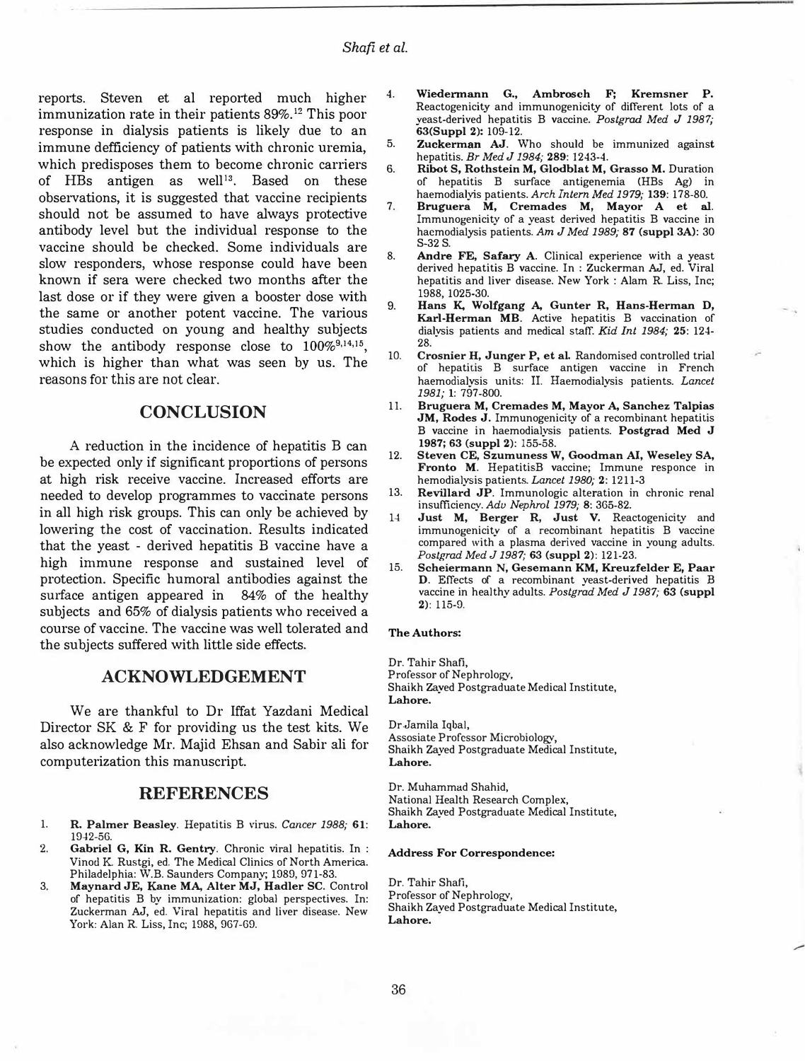reports. Steven et al reported much higher immunization rate in their patients 89%.[12] This poor response in dialysis patients is likely due to an immune defficiency of patients with chronic uremia, which predisposes them to become chronic carriers of HBs antigen as well[13]. Based on these observations, it is suggested that vaccine recipients should not be assumed to have always protective antibody level but the individual response to the vaccine should be checked. Some individuals are slow responders, whose response could have been known if sera were checked two months after the last dose or if they were given a booster dose with the same or another potent vaccine. The various studies conducted on young and healthy subjects show the antibody response close to 100%[9,14,15], which is higher than what was seen by us. The reasons for this are not clear.

## CONCLUSION

A reduction in the incidence of hepatitis B can be expected only if significant proportions of persons at high risk receive vaccine. Increased efforts are needed to develop programmes to vaccinate persons in all high risk groups. This can only be achieved by lowering the cost of vaccination. Results indicated that the yeast - derived hepatitis B vaccine have a high immune response and sustained level of protection. Specific humoral antibodies against the surface antigen appeared in 84% of the healthy subjects and 65% of dialysis patients who received a course of vaccine. The vaccine was well tolerated and the subjects suffered with little side effects.

## ACKNOWLEDGEMENT

We are thankful to Dr Iffat Yazdani Medical Director SK & F for providing us the test kits. We also acknowledge Mr. Majid Ehsan and Sabir ali for computerization this manuscript.

## REFERENCES

1. **R. Palmer Beasley**. Hepatitis B virus. *Cancer 1988;* **61**: 1942-56.
2. **Gabriel G, Kin R. Gentry**. Chronic viral hepatitis. In : Vinod K. Rustgi, ed. The Medical Clinics of North America. Philadelphia: W.B. Saunders Company; 1989, 971-83.
3. **Maynard JE, Kane MA, Alter MJ, Hadler SC**. Control of hepatitis B by immunization: global perspectives. In: Zuckerman AJ, ed. Viral hepatitis and liver disease. New York: Alan R. Liss, Inc; 1988, 967-69.
4. **Wiedermann G., Ambrosch F; Kremsner P.** Reactogenicity and immunogenicity of different lots of a yeast-derived hepatitis B vaccine. *Postgrad Med J 1987;* **63(Suppl 2):** 109-12.
5. **Zuckerman AJ.** Who should be immunized against hepatitis. *Br Med J 1984;* **289**: 1243-4.
6. **Ribot S, Rothstein M, Glodblat M, Grasso M.** Duration of hepatitis B surface antigenemia (HBs Ag) in haemodialyis patients. *Arch Intern Med 1979;* **139**: 178-80.
7. **Bruguera M, Cremades M, Mayor A et al.** Immunogenicity of a yeast derived hepatitis B vaccine in hacmodialysis patients. *Am J Med 1989;* **87 (suppl 3A)**: 30 S-32 S.
8. **Andre FE, Safary A**. Clinical experience with a yeast derived hepatitis B vaccine. In : Zuckerman AJ, ed. Viral hepatitis and liver disease. New York : Alam R. Liss, Inc; 1988, 1025-30.
9. **Hans K, Wolfgang A, Gunter R, Hans-Herman D, Karl-Herman MB**. Active hepatitis B vaccination of dialysis patients and medical staff. *Kid Int 1984;* **25**: 124-28.
10. **Crosnier H, Junger P, et al.** Randomised controlled trial of hepatitis B surface antigen vaccine in French haemodialysis units: II. Haemodialysis patients. *Lancet 1981;* **1**: 797-800.
11. **Bruguera M, Cremades M, Mayor A, Sanchez Talpias JM, Rodes J.** Immunogenicity of a recombinant hepatitis B vaccine in haemodialysis patients. **Postgrad Med J 1987; 63 (suppl 2)**: 155-58.
12. **Steven CE, Szumuness W, Goodman AI, Weseley SA, Fronto M**. HepatitisB vaccine; Immune responce in hemodialysis patients. *Lancet 1980;* **2**: 1211-3
13. **Revillard JP**. Immunologic alteration in chronic renal insufficiency. *Adv Nephrol 1979;* **8**: 365-82.
14. **Just M, Berger R, Just V.** Reactogenicity and immunogenicity of a recombinant hepatitis B vaccine compared with a plasma derived vaccine in young adults. *Postgrad Med J 1987;* **63 (suppl 2)**: 121-23.
15. **Scheiermann N, Gesemann KM, Kreuzfelder E, Paar D**. Effects of a recombinant yeast-derived hepatitis B vaccine in healthy adults. *Postgrad Med J 1987;* **63 (suppl 2)**: 115-9.

**The Authors:**

Dr. Tahir Shafi,
Professor of Nephrology,
Shaikh Zayed Postgraduate Medical Institute,
**Lahore.**

Dr.Jamila Iqbal,
Assosiate Professor Microbiology,
Shaikh Zayed Postgraduate Medical Institute,
**Lahore.**

Dr. Muhammad Shahid,
National Health Research Complex,
Shaikh Zayed Postgraduate Medical Institute,
**Lahore.**

**Address For Correspondence:**

Dr. Tahir Shafi,
Professor of Nephrology,
Shaikh Zayed Postgraduate Medical Institute,
**Lahore.**